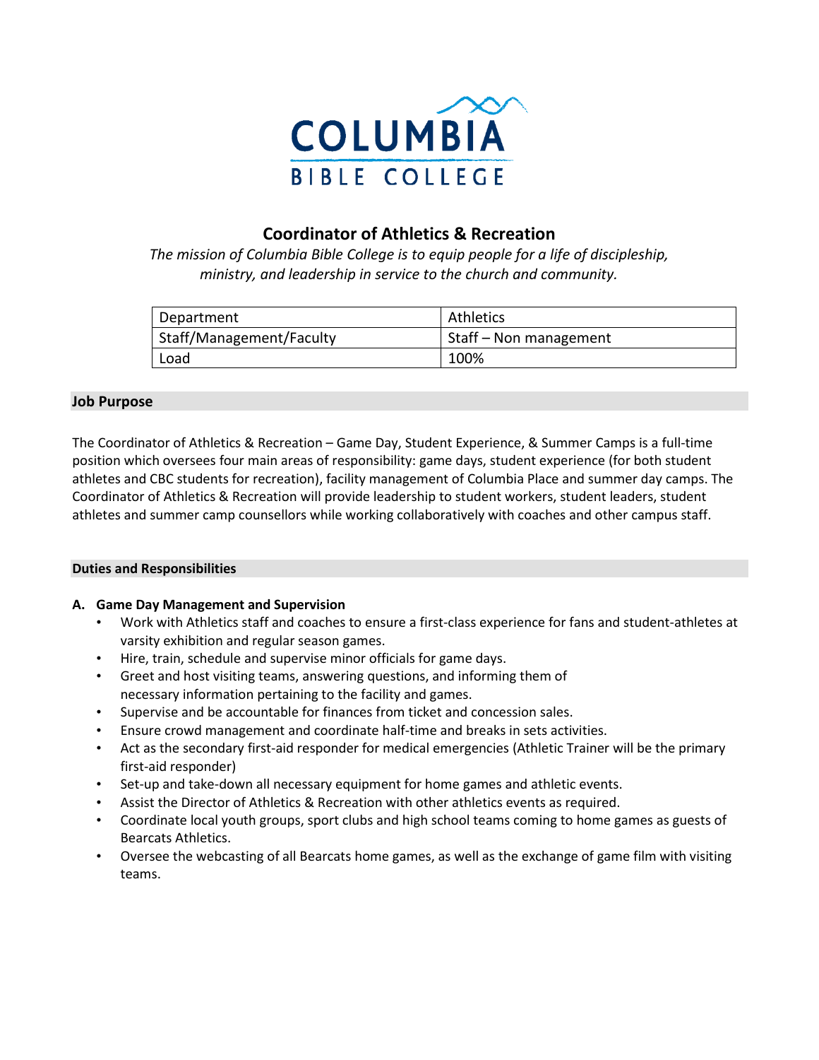COLUMBIA
BIBLE COLLEGE

# Coordinator of Athletics & Recreation

*The mission of Columbia Bible College is to equip people for a life of discipleship, ministry, and leadership in service to the church and community.*

| Department | Athletics |
|---|---|
| Staff/Management/Faculty | Staff – Non management |
| Load | 100% |

## Job Purpose

The Coordinator of Athletics & Recreation – Game Day, Student Experience, & Summer Camps is a full-time position which oversees four main areas of responsibility: game days, student experience (for both student athletes and CBC students for recreation), facility management of Columbia Place and summer day camps. The Coordinator of Athletics & Recreation will provide leadership to student workers, student leaders, student athletes and summer camp counsellors while working collaboratively with coaches and other campus staff.

## Duties and Responsibilities

### A. Game Day Management and Supervision

- Work with Athletics staff and coaches to ensure a first-class experience for fans and student-athletes at varsity exhibition and regular season games.
- Hire, train, schedule and supervise minor officials for game days.
- Greet and host visiting teams, answering questions, and informing them of necessary information pertaining to the facility and games.
- Supervise and be accountable for finances from ticket and concession sales.
- Ensure crowd management and coordinate half-time and breaks in sets activities.
- Act as the secondary first-aid responder for medical emergencies (Athletic Trainer will be the primary first-aid responder)
- Set-up and take-down all necessary equipment for home games and athletic events.
- Assist the Director of Athletics & Recreation with other athletics events as required.
- Coordinate local youth groups, sport clubs and high school teams coming to home games as guests of Bearcats Athletics.
- Oversee the webcasting of all Bearcats home games, as well as the exchange of game film with visiting teams.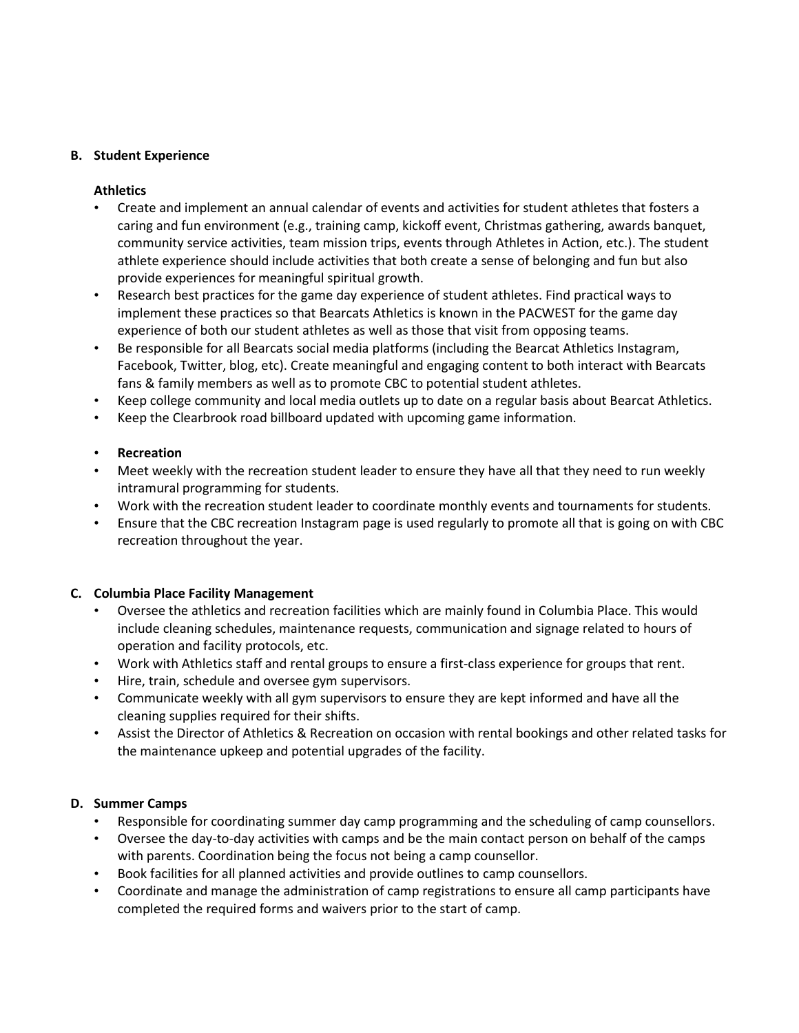## B. Student Experience

**Athletics**

- Create and implement an annual calendar of events and activities for student athletes that fosters a caring and fun environment (e.g., training camp, kickoff event, Christmas gathering, awards banquet, community service activities, team mission trips, events through Athletes in Action, etc.). The student athlete experience should include activities that both create a sense of belonging and fun but also provide experiences for meaningful spiritual growth.
- Research best practices for the game day experience of student athletes. Find practical ways to implement these practices so that Bearcats Athletics is known in the PACWEST for the game day experience of both our student athletes as well as those that visit from opposing teams.
- Be responsible for all Bearcats social media platforms (including the Bearcat Athletics Instagram, Facebook, Twitter, blog, etc). Create meaningful and engaging content to both interact with Bearcats fans & family members as well as to promote CBC to potential student athletes.
- Keep college community and local media outlets up to date on a regular basis about Bearcat Athletics.
- Keep the Clearbrook road billboard updated with upcoming game information.

- **Recreation**
- Meet weekly with the recreation student leader to ensure they have all that they need to run weekly intramural programming for students.
- Work with the recreation student leader to coordinate monthly events and tournaments for students.
- Ensure that the CBC recreation Instagram page is used regularly to promote all that is going on with CBC recreation throughout the year.

## C. Columbia Place Facility Management

- Oversee the athletics and recreation facilities which are mainly found in Columbia Place. This would include cleaning schedules, maintenance requests, communication and signage related to hours of operation and facility protocols, etc.
- Work with Athletics staff and rental groups to ensure a first-class experience for groups that rent.
- Hire, train, schedule and oversee gym supervisors.
- Communicate weekly with all gym supervisors to ensure they are kept informed and have all the cleaning supplies required for their shifts.
- Assist the Director of Athletics & Recreation on occasion with rental bookings and other related tasks for the maintenance upkeep and potential upgrades of the facility.

## D. Summer Camps

- Responsible for coordinating summer day camp programming and the scheduling of camp counsellors.
- Oversee the day-to-day activities with camps and be the main contact person on behalf of the camps with parents. Coordination being the focus not being a camp counsellor.
- Book facilities for all planned activities and provide outlines to camp counsellors.
- Coordinate and manage the administration of camp registrations to ensure all camp participants have completed the required forms and waivers prior to the start of camp.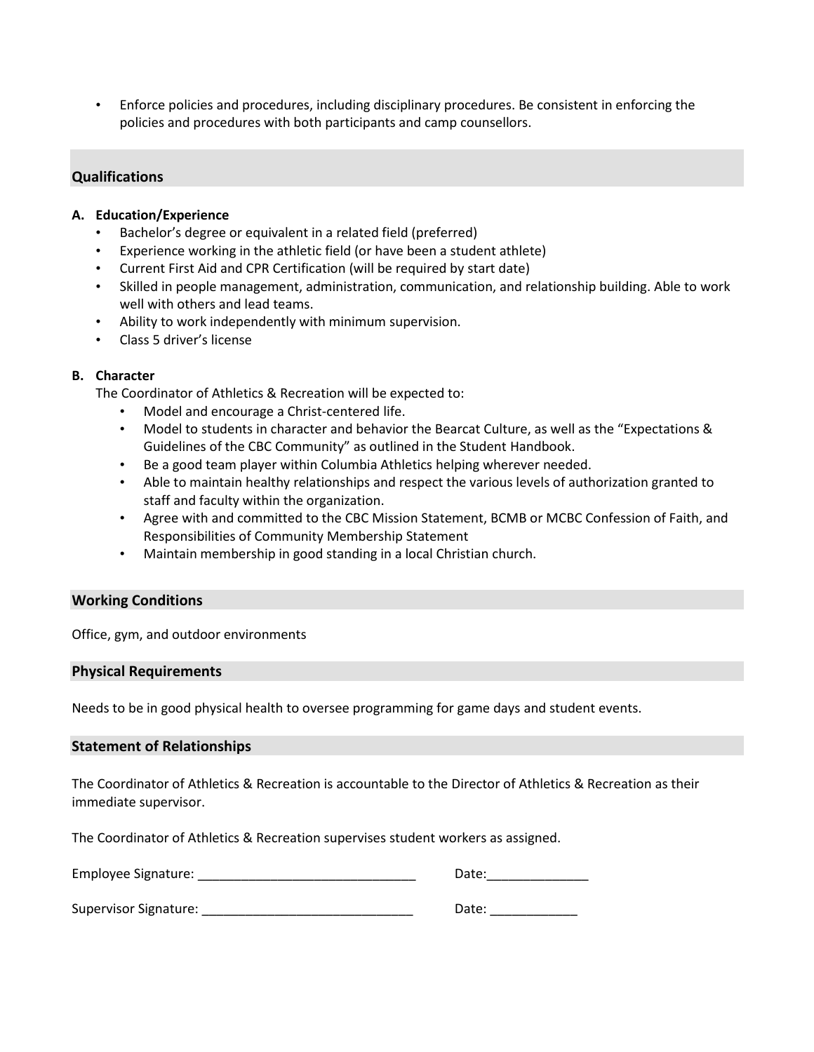- Enforce policies and procedures, including disciplinary procedures. Be consistent in enforcing the policies and procedures with both participants and camp counsellors.

## Qualifications

**A. Education/Experience**

- Bachelor's degree or equivalent in a related field (preferred)
- Experience working in the athletic field (or have been a student athlete)
- Current First Aid and CPR Certification (will be required by start date)
- Skilled in people management, administration, communication, and relationship building. Able to work well with others and lead teams.
- Ability to work independently with minimum supervision.
- Class 5 driver's license

**B. Character**

The Coordinator of Athletics & Recreation will be expected to:

- Model and encourage a Christ-centered life.
- Model to students in character and behavior the Bearcat Culture, as well as the "Expectations & Guidelines of the CBC Community" as outlined in the Student Handbook.
- Be a good team player within Columbia Athletics helping wherever needed.
- Able to maintain healthy relationships and respect the various levels of authorization granted to staff and faculty within the organization.
- Agree with and committed to the CBC Mission Statement, BCMB or MCBC Confession of Faith, and Responsibilities of Community Membership Statement
- Maintain membership in good standing in a local Christian church.

## Working Conditions

Office, gym, and outdoor environments

## Physical Requirements

Needs to be in good physical health to oversee programming for game days and student events.

## Statement of Relationships

The Coordinator of Athletics & Recreation is accountable to the Director of Athletics & Recreation as their immediate supervisor.

The Coordinator of Athletics & Recreation supervises student workers as assigned.

Employee Signature: ______________________________ Date:______________

Supervisor Signature: _____________________________ Date: ____________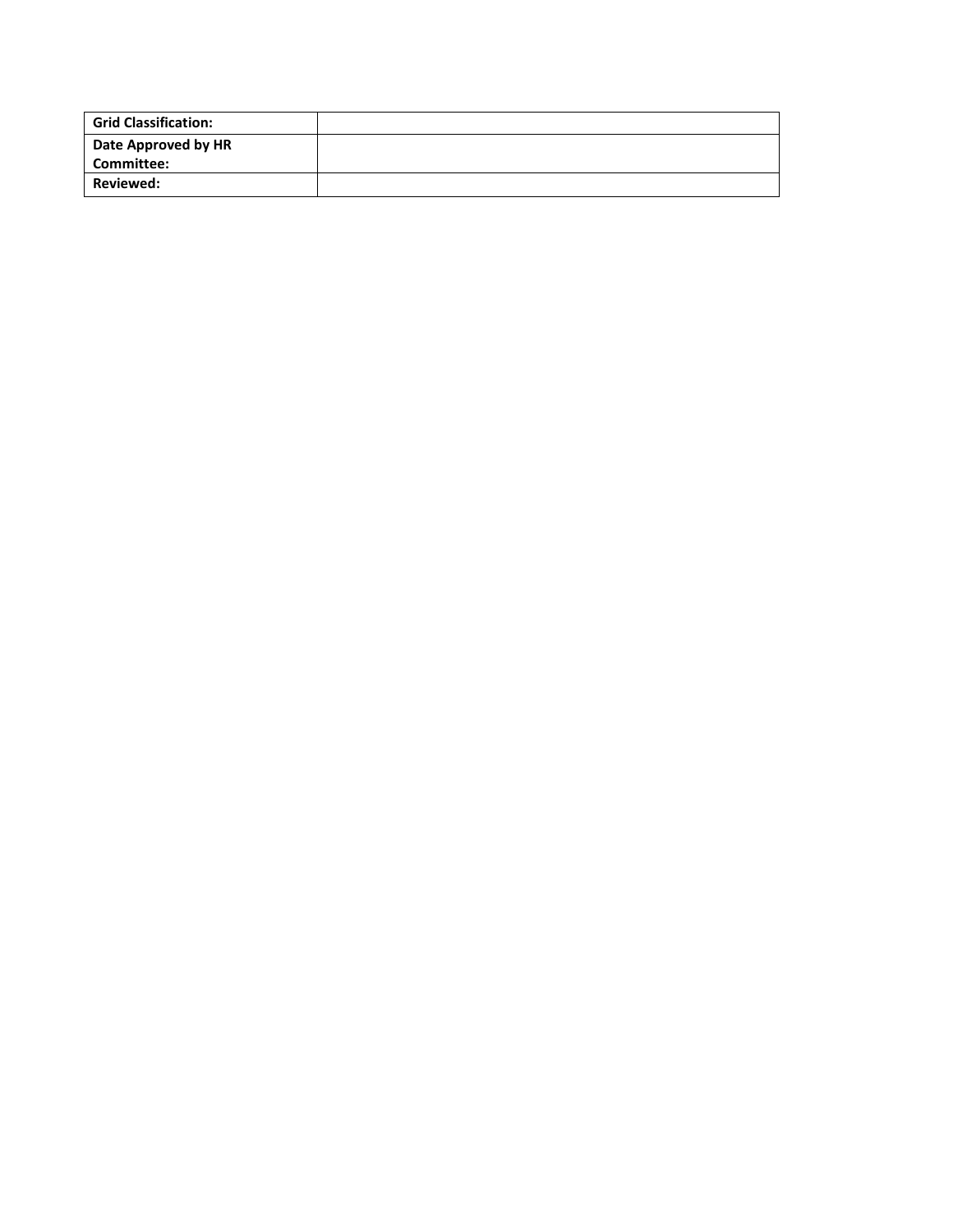| | |
|---|---|
| **Grid Classification:** | |
| **Date Approved by HR Committee:** | |
| **Reviewed:** | |